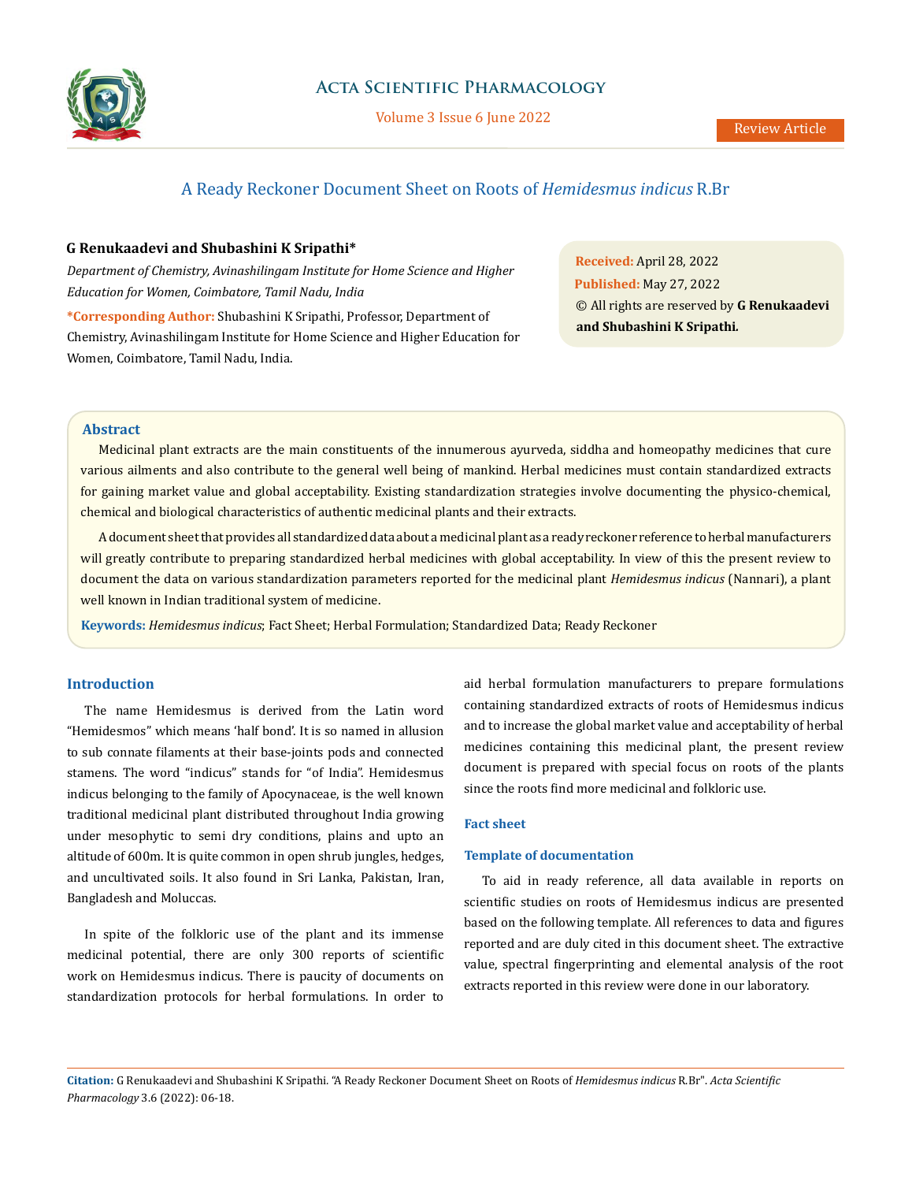# A Ready Reckoner Document Sheet on Roots of *Hemidesmus indicus* R.Br

**G Renukaadevi and Shubashini K Sripathi***

*Department of Chemistry, Avinashilingam Institute for Home Science and Higher Education for Women, Coimbatore, Tamil Nadu, India*

***Corresponding Author:** Shubashini K Sripathi, Professor, Department of Chemistry, Avinashilingam Institute for Home Science and Higher Education for Women, Coimbatore, Tamil Nadu, India.

**Received:** April 28, 2022
**Published:** May 27, 2022
© All rights are reserved by **G Renukaadevi and Shubashini K Sripathi.**

## Abstract

Medicinal plant extracts are the main constituents of the innumerous ayurveda, siddha and homeopathy medicines that cure various ailments and also contribute to the general well being of mankind. Herbal medicines must contain standardized extracts for gaining market value and global acceptability. Existing standardization strategies involve documenting the physico-chemical, chemical and biological characteristics of authentic medicinal plants and their extracts.

A document sheet that provides all standardized data about a medicinal plant as a ready reckoner reference to herbal manufacturers will greatly contribute to preparing standardized herbal medicines with global acceptability. In view of this the present review to document the data on various standardization parameters reported for the medicinal plant *Hemidesmus indicus* (Nannari), a plant well known in Indian traditional system of medicine.

**Keywords:** *Hemidesmus indicus*; Fact Sheet; Herbal Formulation; Standardized Data; Ready Reckoner

## Introduction

The name Hemidesmus is derived from the Latin word "Hemidesmos" which means 'half bond'. It is so named in allusion to sub connate filaments at their base-joints pods and connected stamens. The word "indicus" stands for "of India". Hemidesmus indicus belonging to the family of Apocynaceae, is the well known traditional medicinal plant distributed throughout India growing under mesophytic to semi dry conditions, plains and upto an altitude of 600m. It is quite common in open shrub jungles, hedges, and uncultivated soils. It also found in Sri Lanka, Pakistan, Iran, Bangladesh and Moluccas.

In spite of the folkloric use of the plant and its immense medicinal potential, there are only 300 reports of scientific work on Hemidesmus indicus. There is paucity of documents on standardization protocols for herbal formulations. In order to aid herbal formulation manufacturers to prepare formulations containing standardized extracts of roots of Hemidesmus indicus and to increase the global market value and acceptability of herbal medicines containing this medicinal plant, the present review document is prepared with special focus on roots of the plants since the roots find more medicinal and folkloric use.

### Fact sheet

### Template of documentation

To aid in ready reference, all data available in reports on scientific studies on roots of Hemidesmus indicus are presented based on the following template. All references to data and figures reported and are duly cited in this document sheet. The extractive value, spectral fingerprinting and elemental analysis of the root extracts reported in this review were done in our laboratory.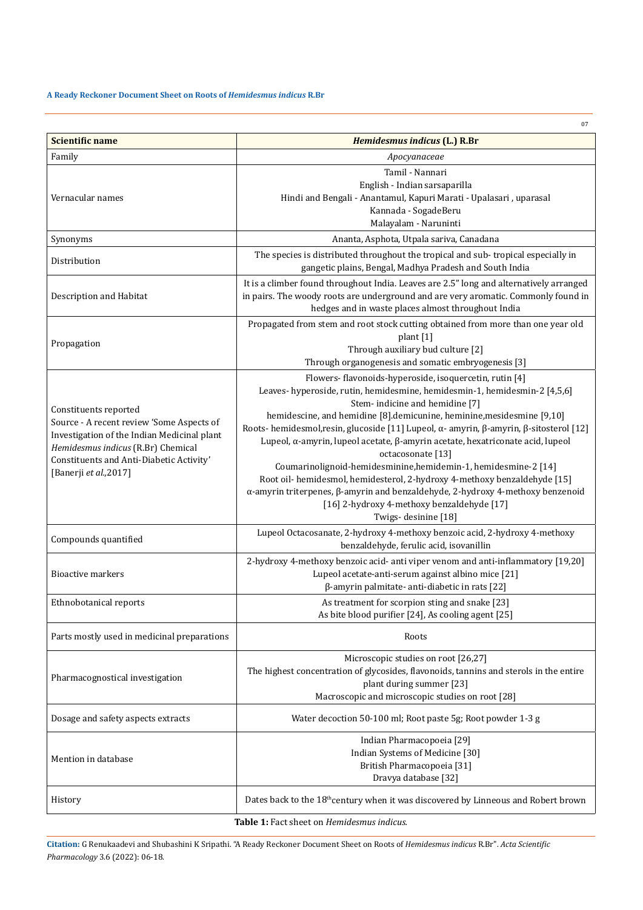| Scientific name | ***Hemidesmus indicus* (L.) R.Br** |
|---|---|
| Family | *Apocyanaceae* |
| Vernacular names | Tamil - Nannari<br>English - Indian sarsaparilla<br>Hindi and Bengali - Anantamul, Kapuri Marati - Upalasari , uparasal<br>Kannada - SogadeBeru<br>Malayalam - Naruninti |
| Synonyms | Ananta, Asphota, Utpala sariva, Canadana |
| Distribution | The species is distributed throughout the tropical and sub- tropical especially in gangetic plains, Bengal, Madhya Pradesh and South India |
| Description and Habitat | It is a climber found throughout India. Leaves are 2.5" long and alternatively arranged in pairs. The woody roots are underground and are very aromatic. Commonly found in hedges and in waste places almost throughout India |
| Propagation | Propagated from stem and root stock cutting obtained from more than one year old plant [1]<br>Through auxiliary bud culture [2]<br>Through organogenesis and somatic embryogenesis [3] |
| Constituents reported<br>Source - A recent review 'Some Aspects of Investigation of the Indian Medicinal plant *Hemidesmus indicus* (R.Br) Chemical Constituents and Anti-Diabetic Activity' [Banerji *et al.*,2017] | Flowers- flavonoids-hyperoside, isoquercetin, rutin [4]<br>Leaves- hyperoside, rutin, hemidesmine, hemidesmin-1, hemidesmin-2 [4,5,6]<br>Stem- indicine and hemidine [7]<br>hemidescine, and hemidine [8].demicunine, heminine,mesidesmine [9,10]<br>Roots- hemidesmol,resin, glucoside [11] Lupeol, α- amyrin, β-amyrin, β-sitosterol [12]<br>Lupeol, α-amyrin, lupeol acetate, β-amyrin acetate, hexatriconate acid, lupeol octacosonate [13]<br>Coumarinolignoid-hemidesminine,hemidemin-1, hemidesmine-2 [14]<br>Root oil- hemidesmol, hemidesterol, 2-hydroxy 4-methoxy benzaldehyde [15]<br>α-amyrin triterpenes, β-amyrin and benzaldehyde, 2-hydroxy 4-methoxy benzenoid [16] 2-hydroxy 4-methoxy benzaldehyde [17]<br>Twigs- desinine [18] |
| Compounds quantified | Lupeol Octacosanate, 2-hydroxy 4-methoxy benzoic acid, 2-hydroxy 4-methoxy benzaldehyde, ferulic acid, isovanillin |
| Bioactive markers | 2-hydroxy 4-methoxy benzoic acid- anti viper venom and anti-inflammatory [19,20]<br>Lupeol acetate-anti-serum against albino mice [21]<br>β-amyrin palmitate- anti-diabetic in rats [22] |
| Ethnobotanical reports | As treatment for scorpion sting and snake [23]<br>As bite blood purifier [24], As cooling agent [25] |
| Parts mostly used in medicinal preparations | Roots |
| Pharmacognostical investigation | Microscopic studies on root [26,27]<br>The highest concentration of glycosides, flavonoids, tannins and sterols in the entire plant during summer [23]<br>Macroscopic and microscopic studies on root [28] |
| Dosage and safety aspects extracts | Water decoction 50-100 ml; Root paste 5g; Root powder 1-3 g |
| Mention in database | Indian Pharmacopoeia [29]<br>Indian Systems of Medicine [30]<br>British Pharmacopoeia [31]<br>Dravya database [32] |
| History | Dates back to the 18th century when it was discovered by Linneous and Robert brown |

**Table 1:** Fact sheet on *Hemidesmus indicus.*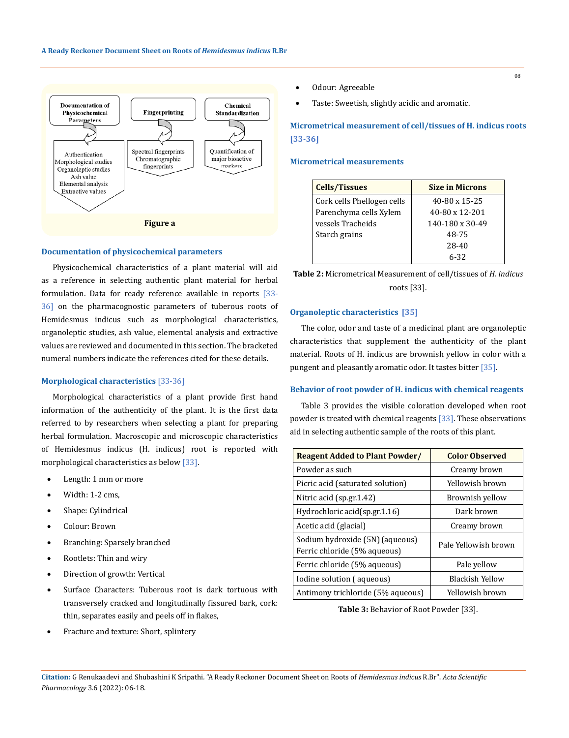| Documentation of Physicochemical Parameters | Fingerprinting | Chemical Standardization |
|---|---|---|
| Authentication<br>Morphological studies<br>Organoleptic studies<br>Ash value<br>Elemental analysis<br>Extractive values | Spectral fingerprints<br>Chromatographic fingerprints | Quantification of major bioactive markers |

**Figure a**

### Documentation of physicochemical parameters

Physicochemical characteristics of a plant material will aid as a reference in selecting authentic plant material for herbal formulation. Data for ready reference available in reports [33-36] on the pharmacognostic parameters of tuberous roots of Hemidesmus indicus such as morphological characteristics, organoleptic studies, ash value, elemental analysis and extractive values are reviewed and documented in this section. The bracketed numeral numbers indicate the references cited for these details.

### Morphological characteristics [33-36]

Morphological characteristics of a plant provide first hand information of the authenticity of the plant. It is the first data referred to by researchers when selecting a plant for preparing herbal formulation. Macroscopic and microscopic characteristics of Hemidesmus indicus (H. indicus) root is reported with morphological characteristics as below [33].

- Length: 1 mm or more
- Width: 1-2 cms,
- Shape: Cylindrical
- Colour: Brown
- Branching: Sparsely branched
- Rootlets: Thin and wiry
- Direction of growth: Vertical
- Surface Characters: Tuberous root is dark tortuous with transversely cracked and longitudinally fissured bark, cork: thin, separates easily and peels off in flakes,
- Fracture and texture: Short, splintery
- Odour: Agreeable
- Taste: Sweetish, slightly acidic and aromatic.

### Micrometrical measurement of cell/tissues of H. indicus roots [33-36]

### Micrometrical measurements

| Cells/Tissues | Size in Microns |
|---|---|
| Cork cells Phellogen cells Parenchyma cells Xylem vessels Tracheids Starch grains | 40-80 x 15-25<br>40-80 x 12-201<br>140-180 x 30-49<br>48-75<br>28-40<br>6-32 |

**Table 2:** Micrometrical Measurement of cell/tissues of *H. indicus* roots [33].

### Organoleptic characteristics [35]

The color, odor and taste of a medicinal plant are organoleptic characteristics that supplement the authenticity of the plant material. Roots of H. indicus are brownish yellow in color with a pungent and pleasantly aromatic odor. It tastes bitter [35].

### Behavior of root powder of H. indicus with chemical reagents

Table 3 provides the visible coloration developed when root powder is treated with chemical reagents [33]. These observations aid in selecting authentic sample of the roots of this plant.

| Reagent Added to Plant Powder/ | Color Observed |
|---|---|
| Powder as such | Creamy brown |
| Picric acid (saturated solution) | Yellowish brown |
| Nitric acid (sp.gr.1.42) | Brownish yellow |
| Hydrochloric acid(sp.gr.1.16) | Dark brown |
| Acetic acid (glacial) | Creamy brown |
| Sodium hydroxide (5N) (aqueous) Ferric chloride (5% aqueous) | Pale Yellowish brown |
| Ferric chloride (5% aqueous) | Pale yellow |
| Iodine solution ( aqueous) | Blackish Yellow |
| Antimony trichloride (5% aqueous) | Yellowish brown |

**Table 3:** Behavior of Root Powder [33].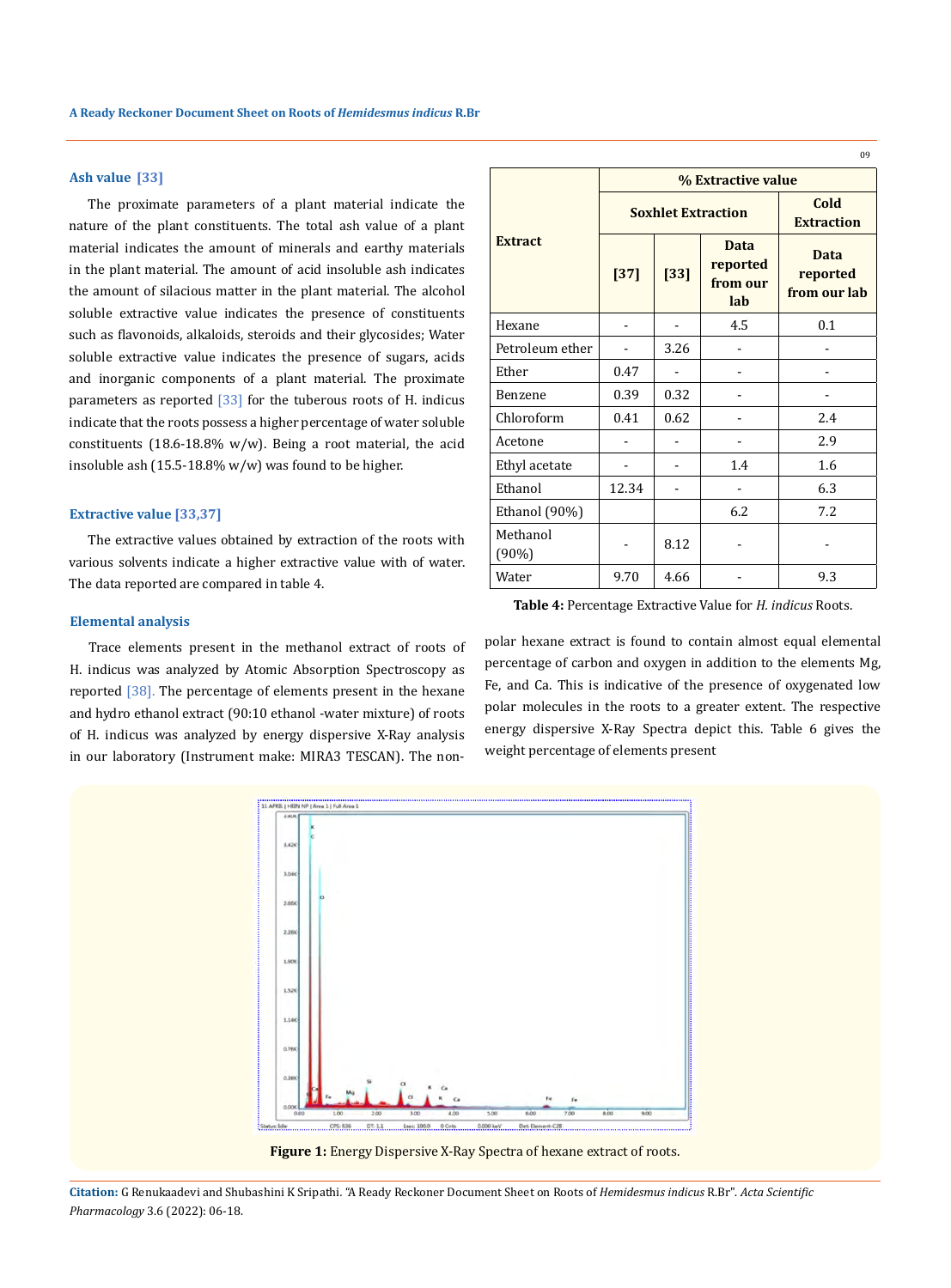### Ash value [33]

The proximate parameters of a plant material indicate the nature of the plant constituents. The total ash value of a plant material indicates the amount of minerals and earthy materials in the plant material. The amount of acid insoluble ash indicates the amount of silacious matter in the plant material. The alcohol soluble extractive value indicates the presence of constituents such as flavonoids, alkaloids, steroids and their glycosides; Water soluble extractive value indicates the presence of sugars, acids and inorganic components of a plant material. The proximate parameters as reported [33] for the tuberous roots of H. indicus indicate that the roots possess a higher percentage of water soluble constituents (18.6-18.8% w/w). Being a root material, the acid insoluble ash (15.5-18.8% w/w) was found to be higher.

### Extractive value [33,37]

The extractive values obtained by extraction of the roots with various solvents indicate a higher extractive value with of water. The data reported are compared in table 4.

| Extract | % Extractive value | | | |
|---|---|---|---|---|
| | Soxhlet Extraction | | | Cold Extraction |
| | [37] | [33] | Data reported from our lab | Data reported from our lab |
| Hexane | - | - | 4.5 | 0.1 |
| Petroleum ether | - | 3.26 | - | - |
| Ether | 0.47 | - | - | - |
| Benzene | 0.39 | 0.32 | - | - |
| Chloroform | 0.41 | 0.62 | - | 2.4 |
| Acetone | - | - | - | 2.9 |
| Ethyl acetate | - | - | 1.4 | 1.6 |
| Ethanol | 12.34 | - | - | 6.3 |
| Ethanol (90%) | | | 6.2 | 7.2 |
| Methanol (90%) | - | 8.12 | - | - |
| Water | 9.70 | 4.66 | - | 9.3 |

**Table 4:** Percentage Extractive Value for *H. indicus* Roots.

### Elemental analysis

Trace elements present in the methanol extract of roots of H. indicus was analyzed by Atomic Absorption Spectroscopy as reported [38]. The percentage of elements present in the hexane and hydro ethanol extract (90:10 ethanol -water mixture) of roots of H. indicus was analyzed by energy dispersive X-Ray analysis in our laboratory (Instrument make: MIRA3 TESCAN). The non-polar hexane extract is found to contain almost equal elemental percentage of carbon and oxygen in addition to the elements Mg, Fe, and Ca. This is indicative of the presence of oxygenated low polar molecules in the roots to a greater extent. The respective energy dispersive X-Ray Spectra depict this. Table 6 gives the weight percentage of elements present

**Figure 1:** Energy Dispersive X-Ray Spectra of hexane extract of roots.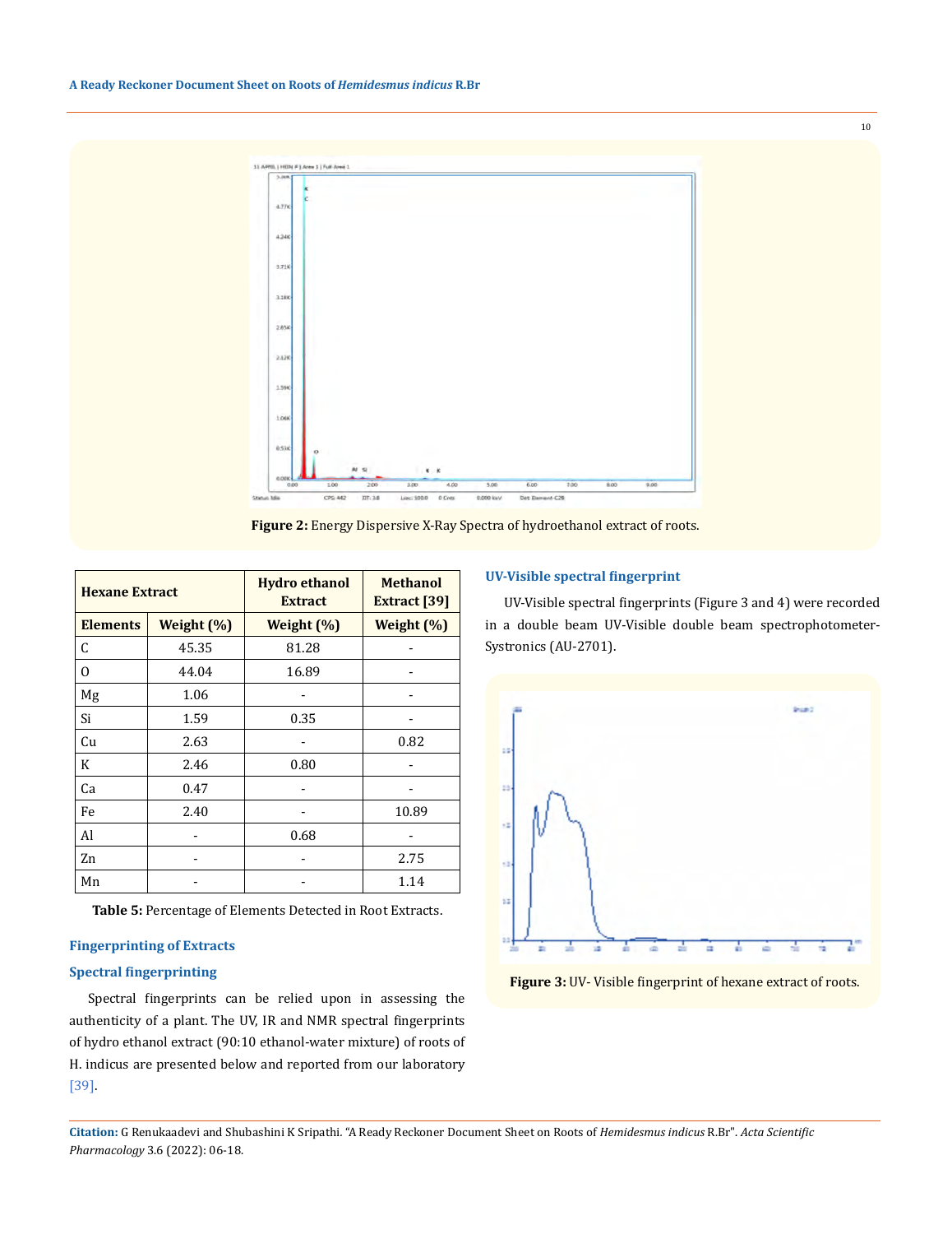Figure 2: Energy Dispersive X-Ray Spectra of hydroethanol extract of roots.

| Hexane Extract | | Hydro ethanol Extract | Methanol Extract [39] |
|---|---|---|---|
| Elements | Weight (%) | Weight (%) | Weight (%) |
| C | 45.35 | 81.28 | - |
| O | 44.04 | 16.89 | - |
| Mg | 1.06 | - | - |
| Si | 1.59 | 0.35 | - |
| Cu | 2.63 | - | 0.82 |
| K | 2.46 | 0.80 | - |
| Ca | 0.47 | - | - |
| Fe | 2.40 | - | 10.89 |
| Al | - | 0.68 | - |
| Zn | - | - | 2.75 |
| Mn | - | - | 1.14 |

**Table 5:** Percentage of Elements Detected in Root Extracts.

## Fingerprinting of Extracts

### Spectral fingerprinting

Spectral fingerprints can be relied upon in assessing the authenticity of a plant. The UV, IR and NMR spectral fingerprints of hydro ethanol extract (90:10 ethanol-water mixture) of roots of H. indicus are presented below and reported from our laboratory [39].

### UV-Visible spectral fingerprint

UV-Visible spectral fingerprints (Figure 3 and 4) were recorded in a double beam UV-Visible double beam spectrophotometer-Systronics (AU-2701).

**Figure 3:** UV- Visible fingerprint of hexane extract of roots.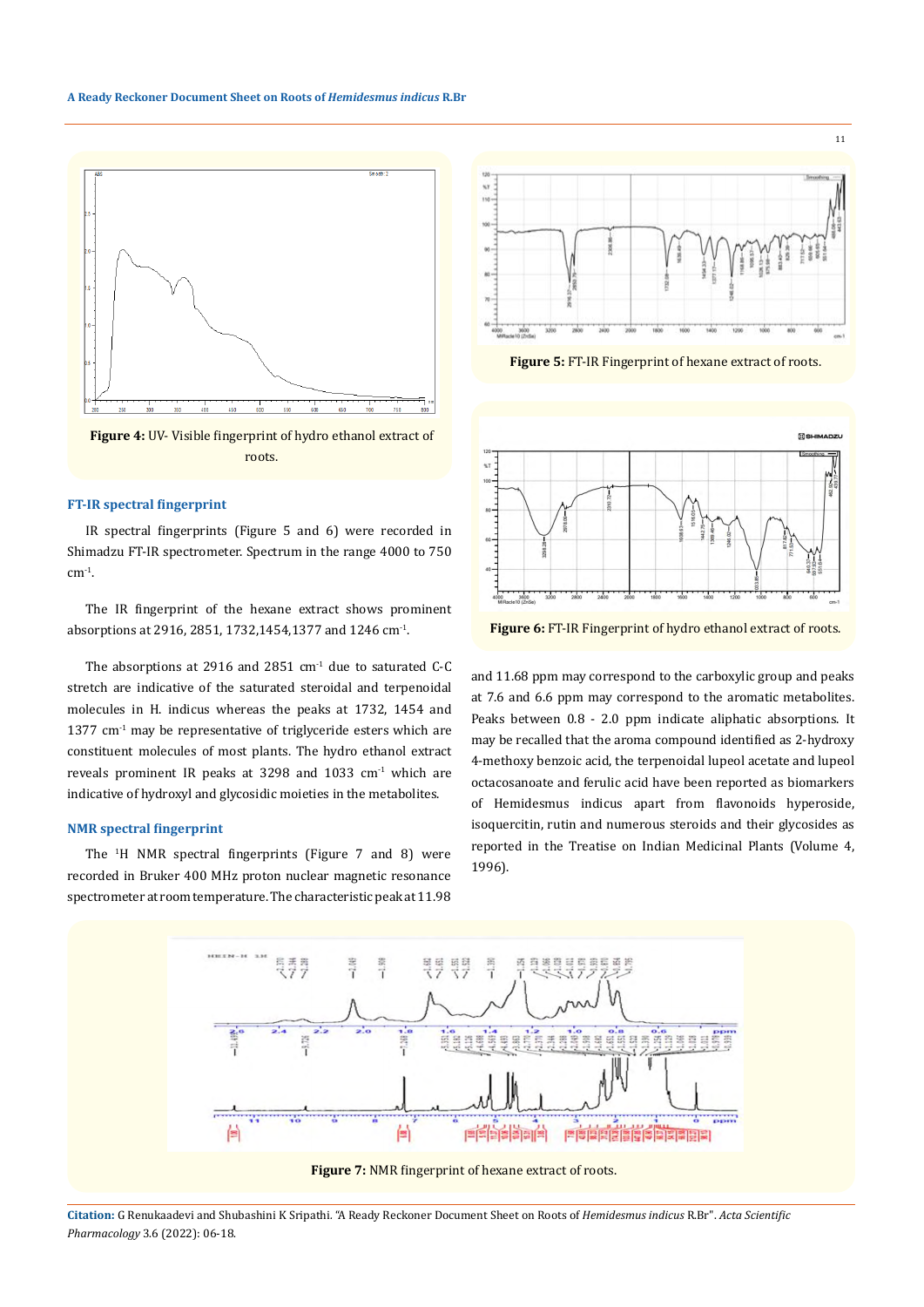Figure 4: UV- Visible fingerprint of hydro ethanol extract of roots.

Figure 5: FT-IR Fingerprint of hexane extract of roots.

Figure 6: FT-IR Fingerprint of hydro ethanol extract of roots.

### FT-IR spectral fingerprint

IR spectral fingerprints (Figure 5 and 6) were recorded in Shimadzu FT-IR spectrometer. Spectrum in the range 4000 to 750 $cm^{-1}$.

The IR fingerprint of the hexane extract shows prominent absorptions at 2916, 2851, 1732,1454,1377 and 1246 $cm^{-1}$.

The absorptions at 2916 and 2851 $cm^{-1}$ due to saturated C-C stretch are indicative of the saturated steroidal and terpenoidal molecules in H. indicus whereas the peaks at 1732, 1454 and 1377 $cm^{-1}$ may be representative of triglyceride esters which are constituent molecules of most plants. The hydro ethanol extract reveals prominent IR peaks at 3298 and 1033 $cm^{-1}$ which are indicative of hydroxyl and glycosidic moieties in the metabolites.

### NMR spectral fingerprint

The $^{1}H$ NMR spectral fingerprints (Figure 7 and 8) were recorded in Bruker 400 MHz proton nuclear magnetic resonance spectrometer at room temperature. The characteristic peak at 11.98 and 11.68 ppm may correspond to the carboxylic group and peaks at 7.6 and 6.6 ppm may correspond to the aromatic metabolites. Peaks between 0.8 - 2.0 ppm indicate aliphatic absorptions. It may be recalled that the aroma compound identified as 2-hydroxy 4-methoxy benzoic acid, the terpenoidal lupeol acetate and lupeol octacosanoate and ferulic acid have been reported as biomarkers of Hemidesmus indicus apart from flavonoids hyperoside, isoquercitin, rutin and numerous steroids and their glycosides as reported in the Treatise on Indian Medicinal Plants (Volume 4, 1996).

Figure 7: NMR fingerprint of hexane extract of roots.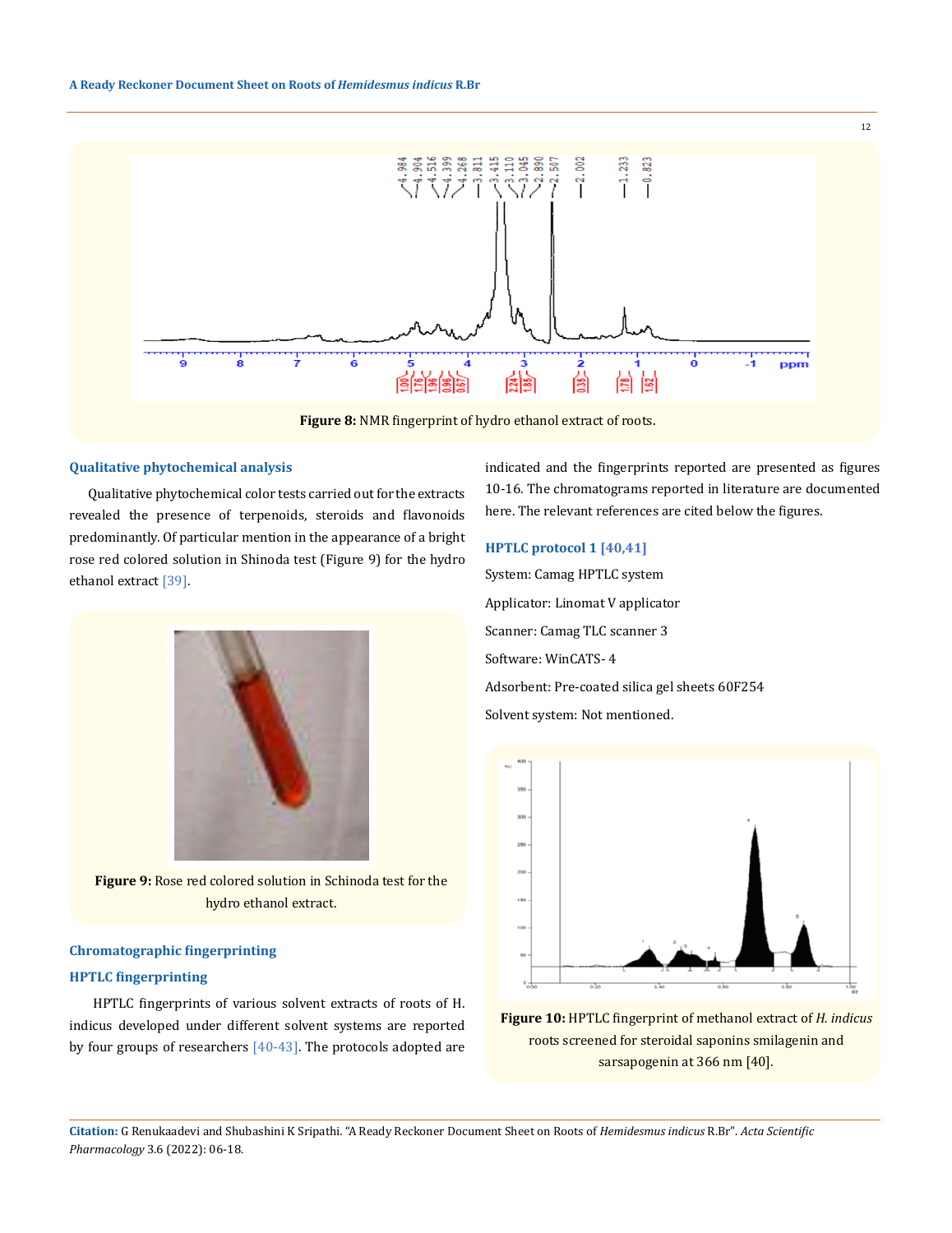Figure 8: NMR fingerprint of hydro ethanol extract of roots.

### Qualitative phytochemical analysis

Qualitative phytochemical color tests carried out for the extracts revealed the presence of terpenoids, steroids and flavonoids predominantly. Of particular mention in the appearance of a bright rose red colored solution in Shinoda test (Figure 9) for the hydro ethanol extract [39].

**Figure 9:** Rose red colored solution in Schinoda test for the hydro ethanol extract.

### Chromatographic fingerprinting

### HPTLC fingerprinting

HPTLC fingerprints of various solvent extracts of roots of H. indicus developed under different solvent systems are reported by four groups of researchers [40-43]. The protocols adopted are indicated and the fingerprints reported are presented as figures 10-16. The chromatograms reported in literature are documented here. The relevant references are cited below the figures.

### HPTLC protocol 1 [40,41]

System: Camag HPTLC system

Applicator: Linomat V applicator

Scanner: Camag TLC scanner 3

Software: WinCATS- 4

Adsorbent: Pre-coated silica gel sheets 60F254

Solvent system: Not mentioned.

**Figure 10:** HPTLC fingerprint of methanol extract of *H. indicus* roots screened for steroidal saponins smilagenin and sarsapogenin at 366 nm [40].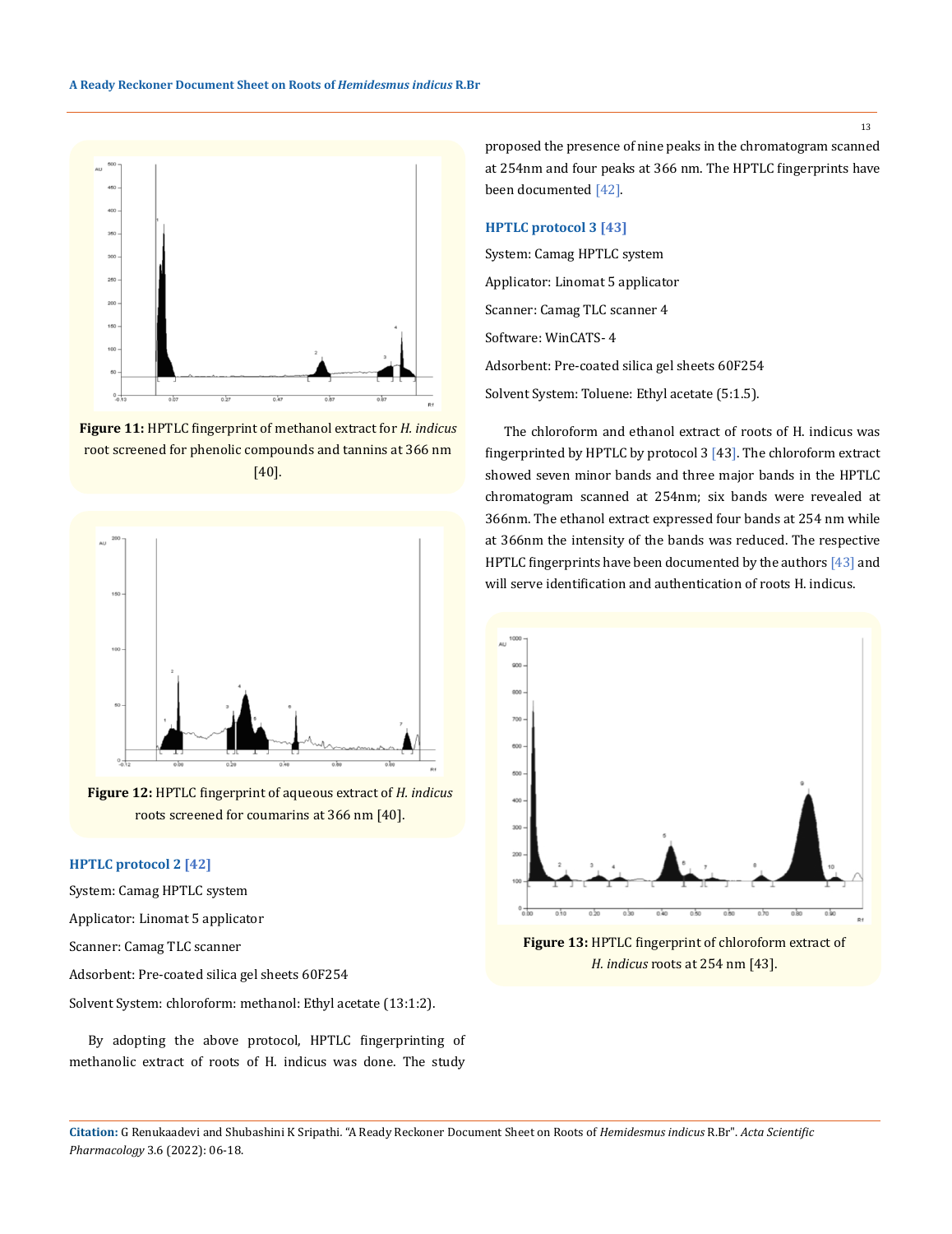**Figure 11:** HPTLC fingerprint of methanol extract for *H. indicus* root screened for phenolic compounds and tannins at 366 nm [40].

**Figure 12:** HPTLC fingerprint of aqueous extract of *H. indicus* roots screened for coumarins at 366 nm [40].

### HPTLC protocol 2 [42]

System: Camag HPTLC system

Applicator: Linomat 5 applicator

Scanner: Camag TLC scanner

Adsorbent: Pre-coated silica gel sheets 60F254

Solvent System: chloroform: methanol: Ethyl acetate (13:1:2).

By adopting the above protocol, HPTLC fingerprinting of methanolic extract of roots of H. indicus was done. The study proposed the presence of nine peaks in the chromatogram scanned at 254nm and four peaks at 366 nm. The HPTLC fingerprints have been documented [42].

### HPTLC protocol 3 [43]

System: Camag HPTLC system

Applicator: Linomat 5 applicator

Scanner: Camag TLC scanner 4

Software: WinCATS- 4

Adsorbent: Pre-coated silica gel sheets 60F254

Solvent System: Toluene: Ethyl acetate (5:1.5).

The chloroform and ethanol extract of roots of H. indicus was fingerprinted by HPTLC by protocol 3 [43]. The chloroform extract showed seven minor bands and three major bands in the HPTLC chromatogram scanned at 254nm; six bands were revealed at 366nm. The ethanol extract expressed four bands at 254 nm while at 366nm the intensity of the bands was reduced. The respective HPTLC fingerprints have been documented by the authors [43] and will serve identification and authentication of roots H. indicus.

**Figure 13:** HPTLC fingerprint of chloroform extract of *H. indicus* roots at 254 nm [43].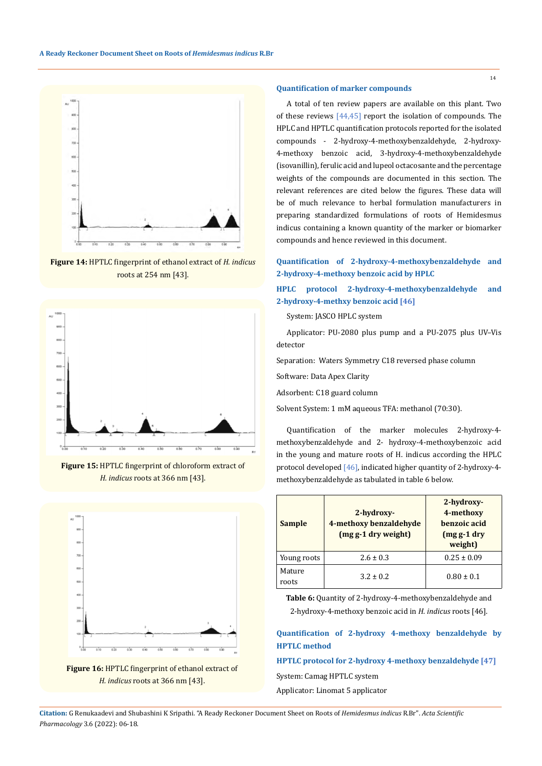**Figure 14:** HPTLC fingerprint of ethanol extract of *H. indicus* roots at 254 nm [43].

**Figure 15:** HPTLC fingerprint of chloroform extract of *H. indicus* roots at 366 nm [43].

**Figure 16:** HPTLC fingerprint of ethanol extract of *H. indicus* roots at 366 nm [43].

## Quantification of marker compounds

A total of ten review papers are available on this plant. Two of these reviews [44,45] report the isolation of compounds. The HPLC and HPTLC quantification protocols reported for the isolated compounds - 2-hydroxy-4-methoxybenzaldehyde, 2-hydroxy-4-methoxy benzoic acid, 3-hydroxy-4-methoxybenzaldehyde (isovanillin), ferulic acid and lupeol octacosante and the percentage weights of the compounds are documented in this section. The relevant references are cited below the figures. These data will be of much relevance to herbal formulation manufacturers in preparing standardized formulations of roots of Hemidesmus indicus containing a known quantity of the marker or biomarker compounds and hence reviewed in this document.

### Quantification of 2-hydroxy-4-methoxybenzaldehyde and 2-hydroxy-4-methoxy benzoic acid by HPLC

#### HPLC protocol 2-hydroxy-4-methoxybenzaldehyde and 2-hydroxy-4-methxy benzoic acid [46]

System: JASCO HPLC system

Applicator: PU-2080 plus pump and a PU-2075 plus UV–Vis detector

Separation: Waters Symmetry C18 reversed phase column

Software: Data Apex Clarity

Adsorbent: C18 guard column

Solvent System: 1 mM aqueous TFA: methanol (70:30).

Quantification of the marker molecules 2-hydroxy-4-methoxybenzaldehyde and 2- hydroxy-4-methoxybenzoic acid in the young and mature roots of H. indicus according the HPLC protocol developed [46], indicated higher quantity of 2-hydroxy-4-methoxybenzaldehyde as tabulated in table 6 below.

| Sample | 2-hydroxy-4-methoxy benzaldehyde (mg g-1 dry weight) | 2-hydroxy-4-methoxy benzoic acid (mg g-1 dry weight) |
|---|---|---|
| Young roots | 2.6 ± 0.3 | 0.25 ± 0.09 |
| Mature roots | 3.2 ± 0.2 | 0.80 ± 0.1 |

**Table 6:** Quantity of 2-hydroxy-4-methoxybenzaldehyde and 2-hydroxy-4-methoxy benzoic acid in *H. indicus* roots [46].

### Quantification of 2-hydroxy 4-methoxy benzaldehyde by HPTLC method

#### HPTLC protocol for 2-hydroxy 4-methoxy benzaldehyde [47]

System: Camag HPTLC system

Applicator: Linomat 5 applicator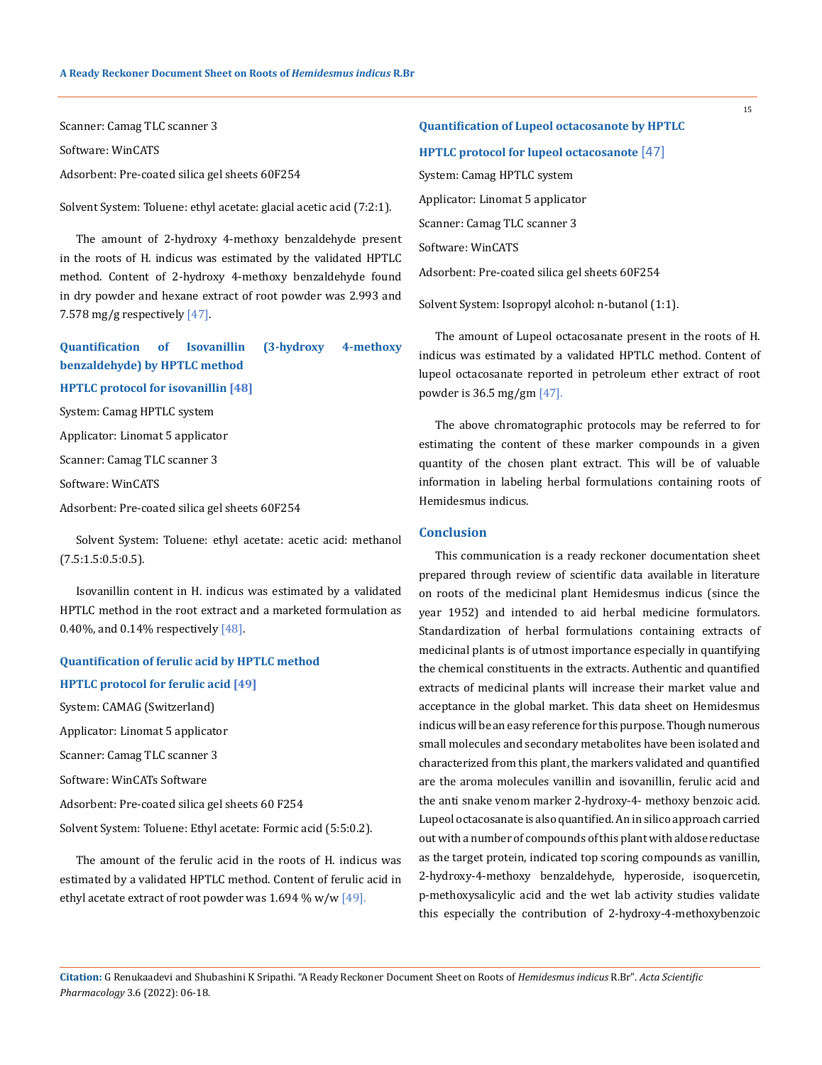Scanner: Camag TLC scanner 3

Software: WinCATS

Adsorbent: Pre-coated silica gel sheets 60F254

Solvent System: Toluene: ethyl acetate: glacial acetic acid (7:2:1).

The amount of 2-hydroxy 4-methoxy benzaldehyde present in the roots of H. indicus was estimated by the validated HPTLC method. Content of 2-hydroxy 4-methoxy benzaldehyde found in dry powder and hexane extract of root powder was 2.993 and 7.578 mg/g respectively [47].

### Quantification of Isovanillin (3-hydroxy 4-methoxy benzaldehyde) by HPTLC method

#### HPTLC protocol for isovanillin [48]

System: Camag HPTLC system

Applicator: Linomat 5 applicator

Scanner: Camag TLC scanner 3

Software: WinCATS

Adsorbent: Pre-coated silica gel sheets 60F254

Solvent System: Toluene: ethyl acetate: acetic acid: methanol (7.5:1.5:0.5:0.5).

Isovanillin content in H. indicus was estimated by a validated HPTLC method in the root extract and a marketed formulation as 0.40%, and 0.14% respectively [48].

### Quantification of ferulic acid by HPTLC method

#### HPTLC protocol for ferulic acid [49]

System: CAMAG (Switzerland)

Applicator: Linomat 5 applicator

Scanner: Camag TLC scanner 3

Software: WinCATs Software

Adsorbent: Pre-coated silica gel sheets 60 F254

Solvent System: Toluene: Ethyl acetate: Formic acid (5:5:0.2).

The amount of the ferulic acid in the roots of H. indicus was estimated by a validated HPTLC method. Content of ferulic acid in ethyl acetate extract of root powder was 1.694 % w/w [49].

### Quantification of Lupeol octacosanote by HPTLC

#### HPTLC protocol for lupeol octacosanote [47]

System: Camag HPTLC system

Applicator: Linomat 5 applicator

Scanner: Camag TLC scanner 3

Software: WinCATS

Adsorbent: Pre-coated silica gel sheets 60F254

Solvent System: Isopropyl alcohol: n-butanol (1:1).

The amount of Lupeol octacosanate present in the roots of H. indicus was estimated by a validated HPTLC method. Content of lupeol octacosanate reported in petroleum ether extract of root powder is 36.5 mg/gm [47].

The above chromatographic protocols may be referred to for estimating the content of these marker compounds in a given quantity of the chosen plant extract. This will be of valuable information in labeling herbal formulations containing roots of Hemidesmus indicus.

## Conclusion

This communication is a ready reckoner documentation sheet prepared through review of scientific data available in literature on roots of the medicinal plant Hemidesmus indicus (since the year 1952) and intended to aid herbal medicine formulators. Standardization of herbal formulations containing extracts of medicinal plants is of utmost importance especially in quantifying the chemical constituents in the extracts. Authentic and quantified extracts of medicinal plants will increase their market value and acceptance in the global market. This data sheet on Hemidesmus indicus will be an easy reference for this purpose. Though numerous small molecules and secondary metabolites have been isolated and characterized from this plant, the markers validated and quantified are the aroma molecules vanillin and isovanillin, ferulic acid and the anti snake venom marker 2-hydroxy-4- methoxy benzoic acid. Lupeol octacosanate is also quantified. An in silico approach carried out with a number of compounds of this plant with aldose reductase as the target protein, indicated top scoring compounds as vanillin, 2-hydroxy-4-methoxy benzaldehyde, hyperoside, isoquercetin, p-methoxysalicylic acid and the wet lab activity studies validate this especially the contribution of 2-hydroxy-4-methoxybenzoic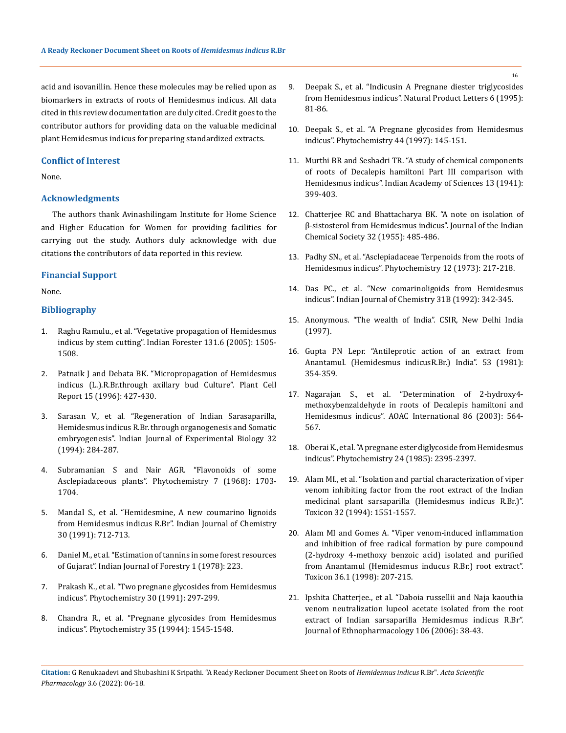acid and isovanillin. Hence these molecules may be relied upon as biomarkers in extracts of roots of Hemidesmus indicus. All data cited in this review documentation are duly cited. Credit goes to the contributor authors for providing data on the valuable medicinal plant Hemidesmus indicus for preparing standardized extracts.

### Conflict of Interest

None.

### Acknowledgments

The authors thank Avinashilingam Institute for Home Science and Higher Education for Women for providing facilities for carrying out the study. Authors duly acknowledge with due citations the contributors of data reported in this review.

### Financial Support

None.

### Bibliography

1. Raghu Ramulu., et al. "Vegetative propagation of Hemidesmus indicus by stem cutting". Indian Forester 131.6 (2005): 1505-1508.
2. Patnaik J and Debata BK. "Micropropagation of Hemidesmus indicus (L.).R.Br.through axillary bud Culture". Plant Cell Report 15 (1996): 427-430.
3. Sarasan V., et al. "Regeneration of Indian Sarasaparilla, Hemidesmus indicus R.Br. through organogenesis and Somatic embryogenesis". Indian Journal of Experimental Biology 32 (1994): 284-287.
4. Subramanian S and Nair AGR. "Flavonoids of some Asclepiadaceous plants". Phytochemistry 7 (1968): 1703-1704.
5. Mandal S., et al. "Hemidesmine, A new coumarino lignoids from Hemidesmus indicus R.Br". Indian Journal of Chemistry 30 (1991): 712-713.
6. Daniel M., et al. "Estimation of tannins in some forest resources of Gujarat". Indian Journal of Forestry 1 (1978): 223.
7. Prakash K., et al. "Two pregnane glycosides from Hemidesmus indicus". Phytochemistry 30 (1991): 297-299.
8. Chandra R., et al. "Pregnane glycosides from Hemidesmus indicus". Phytochemistry 35 (19944): 1545-1548.
9. Deepak S., et al. "Indicusin A Pregnane diester triglycosides from Hemidesmus indicus". Natural Product Letters 6 (1995): 81-86.
10. Deepak S., et al. "A Pregnane glycosides from Hemidesmus indicus". Phytochemistry 44 (1997): 145-151.
11. Murthi BR and Seshadri TR. "A study of chemical components of roots of Decalepis hamiltoni Part III comparison with Hemidesmus indicus". Indian Academy of Sciences 13 (1941): 399-403.
12. Chatterjee RC and Bhattacharya BK. "A note on isolation of β-sistosterol from Hemidesmus indicus". Journal of the Indian Chemical Society 32 (1955): 485-486.
13. Padhy SN., et al. "Asclepiadaceae Terpenoids from the roots of Hemidesmus indicus". Phytochemistry 12 (1973): 217-218.
14. Das PC., et al. "New comarinoligoids from Hemidesmus indicus". Indian Journal of Chemistry 31B (1992): 342-345.
15. Anonymous. "The wealth of India". CSIR, New Delhi India (1997).
16. Gupta PN Lepr. "Antileprotic action of an extract from Anantamul. (Hemidesmus indicusR.Br.) India". 53 (1981): 354-359.
17. Nagarajan S., et al. "Determination of 2-hydroxy4-methoxybenzaldehyde in roots of Decalepis hamiltoni and Hemidesmus indicus". AOAC International 86 (2003): 564-567.
18. Oberai K., et al. "A pregnane ester diglycoside from Hemidesmus indicus". Phytochemistry 24 (1985): 2395-2397.
19. Alam MI., et al. "Isolation and partial characterization of viper venom inhibiting factor from the root extract of the Indian medicinal plant sarsaparilla (Hemidesmus indicus R.Br.)". Toxicon 32 (1994): 1551-1557.
20. Alam MI and Gomes A. "Viper venom-induced inflammation and inhibition of free radical formation by pure compound (2-hydroxy 4-methoxy benzoic acid) isolated and purified from Anantamul (Hemidesmus inducus R.Br.) root extract". Toxicon 36.1 (1998): 207-215.
21. Ipshita Chatterjee., et al. "Daboia russellii and Naja kaouthia venom neutralization lupeol acetate isolated from the root extract of Indian sarsaparilla Hemidesmus indicus R.Br". Journal of Ethnopharmacology 106 (2006): 38-43.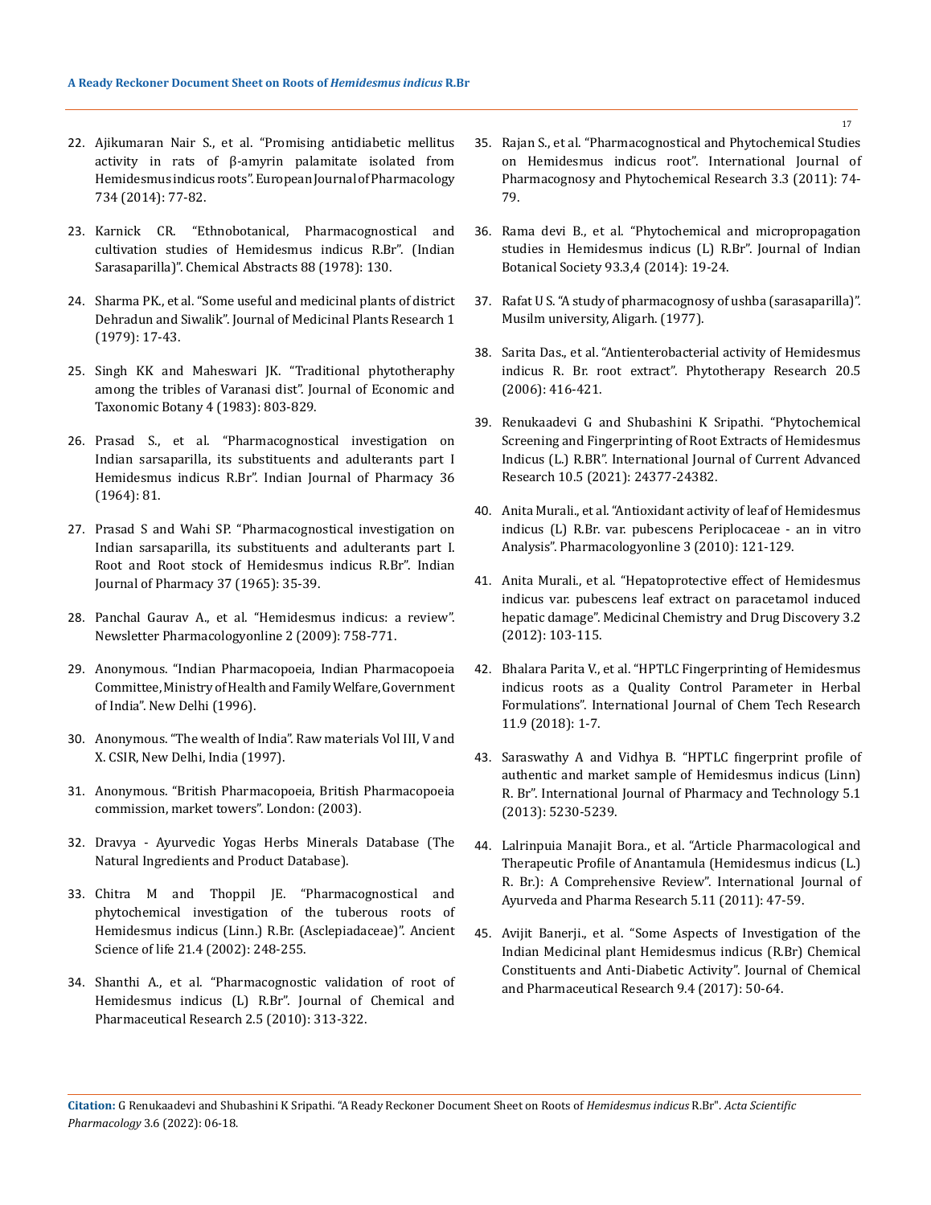22. Ajikumaran Nair S., et al. "Promising antidiabetic mellitus activity in rats of β-amyrin palamitate isolated from Hemidesmus indicus roots". European Journal of Pharmacology 734 (2014): 77-82.

23. Karnick CR. "Ethnobotanical, Pharmacognostical and cultivation studies of Hemidesmus indicus R.Br". (Indian Sarasaparilla)". Chemical Abstracts 88 (1978): 130.

24. Sharma PK., et al. "Some useful and medicinal plants of district Dehradun and Siwalik". Journal of Medicinal Plants Research 1 (1979): 17-43.

25. Singh KK and Maheswari JK. "Traditional phytotheraphy among the tribles of Varanasi dist". Journal of Economic and Taxonomic Botany 4 (1983): 803-829.

26. Prasad S., et al. "Pharmacognostical investigation on Indian sarsaparilla, its substituents and adulterants part I Hemidesmus indicus R.Br". Indian Journal of Pharmacy 36 (1964): 81.

27. Prasad S and Wahi SP. "Pharmacognostical investigation on Indian sarsaparilla, its substituents and adulterants part I. Root and Root stock of Hemidesmus indicus R.Br". Indian Journal of Pharmacy 37 (1965): 35-39.

28. Panchal Gaurav A., et al. "Hemidesmus indicus: a review". Newsletter Pharmacologyonline 2 (2009): 758-771.

29. Anonymous. "Indian Pharmacopoeia, Indian Pharmacopoeia Committee, Ministry of Health and Family Welfare, Government of India". New Delhi (1996).

30. Anonymous. "The wealth of India". Raw materials Vol III, V and X. CSIR, New Delhi, India (1997).

31. Anonymous. "British Pharmacopoeia, British Pharmacopoeia commission, market towers". London: (2003).

32. Dravya - Ayurvedic Yogas Herbs Minerals Database (The Natural Ingredients and Product Database).

33. Chitra M and Thoppil JE. "Pharmacognostical and phytochemical investigation of the tuberous roots of Hemidesmus indicus (Linn.) R.Br. (Asclepiadaceae)". Ancient Science of life 21.4 (2002): 248-255.

34. Shanthi A., et al. "Pharmacognostic validation of root of Hemidesmus indicus (L) R.Br". Journal of Chemical and Pharmaceutical Research 2.5 (2010): 313-322.

35. Rajan S., et al. "Pharmacognostical and Phytochemical Studies on Hemidesmus indicus root". International Journal of Pharmacognosy and Phytochemical Research 3.3 (2011): 74-79.

36. Rama devi B., et al. "Phytochemical and micropropagation studies in Hemidesmus indicus (L) R.Br". Journal of Indian Botanical Society 93.3,4 (2014): 19-24.

37. Rafat U S. "A study of pharmacognosy of ushba (sarasaparilla)". Musilm university, Aligarh. (1977).

38. Sarita Das., et al. "Antienterobacterial activity of Hemidesmus indicus R. Br. root extract". Phytotherapy Research 20.5 (2006): 416-421.

39. Renukaadevi G and Shubashini K Sripathi. "Phytochemical Screening and Fingerprinting of Root Extracts of Hemidesmus Indicus (L.) R.BR". International Journal of Current Advanced Research 10.5 (2021): 24377-24382.

40. Anita Murali., et al. "Antioxidant activity of leaf of Hemidesmus indicus (L) R.Br. var. pubescens Periplocaceae - an in vitro Analysis". Pharmacologyonline 3 (2010): 121-129.

41. Anita Murali., et al. "Hepatoprotective effect of Hemidesmus indicus var. pubescens leaf extract on paracetamol induced hepatic damage". Medicinal Chemistry and Drug Discovery 3.2 (2012): 103-115.

42. Bhalara Parita V., et al. "HPTLC Fingerprinting of Hemidesmus indicus roots as a Quality Control Parameter in Herbal Formulations". International Journal of Chem Tech Research 11.9 (2018): 1-7.

43. Saraswathy A and Vidhya B. "HPTLC fingerprint profile of authentic and market sample of Hemidesmus indicus (Linn) R. Br". International Journal of Pharmacy and Technology 5.1 (2013): 5230-5239.

44. Lalrinpuia Manajit Bora., et al. "Article Pharmacological and Therapeutic Profile of Anantamula (Hemidesmus indicus (L.) R. Br.): A Comprehensive Review". International Journal of Ayurveda and Pharma Research 5.11 (2011): 47-59.

45. Avijit Banerji., et al. "Some Aspects of Investigation of the Indian Medicinal plant Hemidesmus indicus (R.Br) Chemical Constituents and Anti-Diabetic Activity". Journal of Chemical and Pharmaceutical Research 9.4 (2017): 50-64.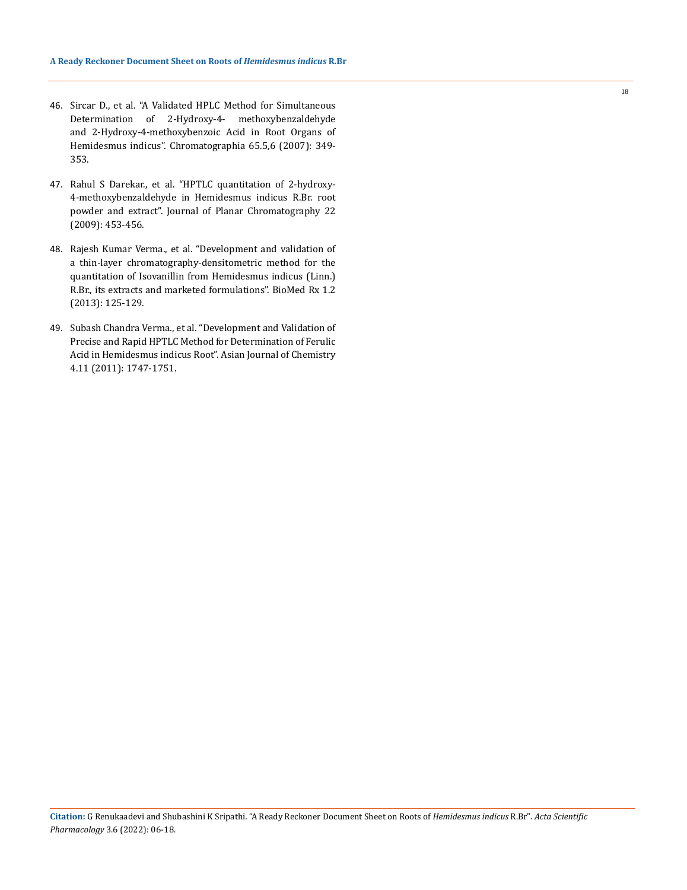46. Sircar D., et al. "A Validated HPLC Method for Simultaneous Determination of 2-Hydroxy-4- methoxybenzaldehyde and 2-Hydroxy-4-methoxybenzoic Acid in Root Organs of Hemidesmus indicus". Chromatographia 65.5,6 (2007): 349-353.

47. Rahul S Darekar., et al. "HPTLC quantitation of 2-hydroxy-4-methoxybenzaldehyde in Hemidesmus indicus R.Br. root powder and extract". Journal of Planar Chromatography 22 (2009): 453-456.

48. Rajesh Kumar Verma., et al. "Development and validation of a thin-layer chromatography-densitometric method for the quantitation of Isovanillin from Hemidesmus indicus (Linn.) R.Br., its extracts and marketed formulations". BioMed Rx 1.2 (2013): 125-129.

49. Subash Chandra Verma., et al. "Development and Validation of Precise and Rapid HPTLC Method for Determination of Ferulic Acid in Hemidesmus indicus Root". Asian Journal of Chemistry 4.11 (2011): 1747-1751.